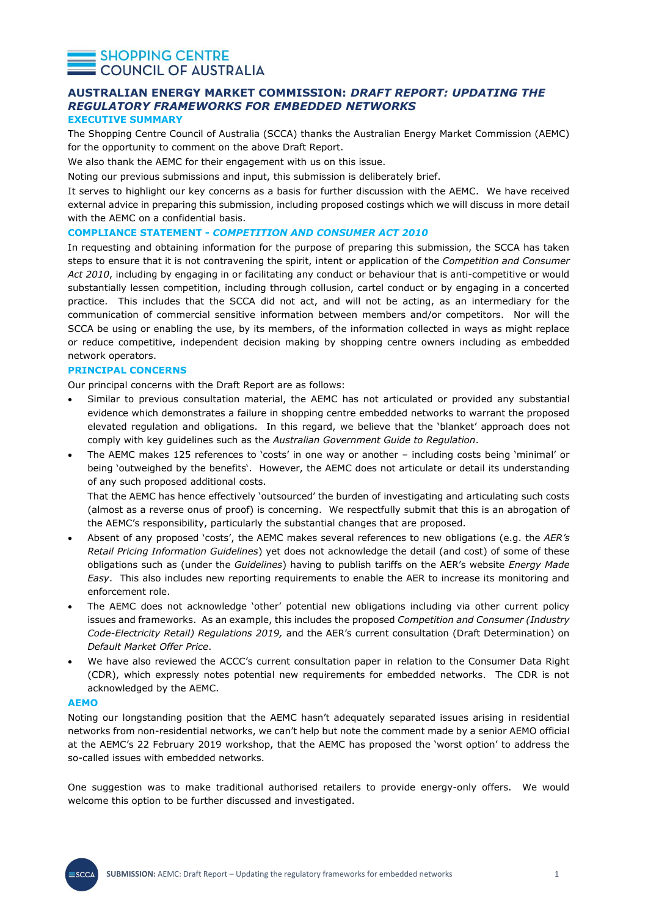SHOPPING CENTRE COUNCIL OF AUSTRALIA

# AUSTRALIAN ENERGY MARKET COMMISSION: *DRAFT REPORT: UPDATING THE REGULATORY FRAMEWORKS FOR EMBEDDED NETWORKS*

## EXECUTIVE SUMMARY

The Shopping Centre Council of Australia (SCCA) thanks the Australian Energy Market Commission (AEMC) for the opportunity to comment on the above Draft Report.

We also thank the AEMC for their engagement with us on this issue.

Noting our previous submissions and input, this submission is deliberately brief.

It serves to highlight our key concerns as a basis for further discussion with the AEMC. We have received external advice in preparing this submission, including proposed costings which we will discuss in more detail with the AEMC on a confidential basis.

## COMPLIANCE STATEMENT - *COMPETITION AND CONSUMER ACT 2010*

In requesting and obtaining information for the purpose of preparing this submission, the SCCA has taken steps to ensure that it is not contravening the spirit, intent or application of the *Competition and Consumer Act 2010*, including by engaging in or facilitating any conduct or behaviour that is anti-competitive or would substantially lessen competition, including through collusion, cartel conduct or by engaging in a concerted practice. This includes that the SCCA did not act, and will not be acting, as an intermediary for the communication of commercial sensitive information between members and/or competitors. Nor will the SCCA be using or enabling the use, by its members, of the information collected in ways as might replace or reduce competitive, independent decision making by shopping centre owners including as embedded network operators.

## PRINCIPAL CONCERNS

Our principal concerns with the Draft Report are as follows:

- Similar to previous consultation material, the AEMC has not articulated or provided any substantial evidence which demonstrates a failure in shopping centre embedded networks to warrant the proposed elevated regulation and obligations. In this regard, we believe that the 'blanket' approach does not comply with key guidelines such as the *Australian Government Guide to Regulation*.
- The AEMC makes 125 references to 'costs' in one way or another – including costs being 'minimal' or being 'outweighed by the benefits'. However, the AEMC does not articulate or detail its understanding of any such proposed additional costs.

  That the AEMC has hence effectively 'outsourced' the burden of investigating and articulating such costs (almost as a reverse onus of proof) is concerning. We respectfully submit that this is an abrogation of the AEMC's responsibility, particularly the substantial changes that are proposed.
- Absent of any proposed 'costs', the AEMC makes several references to new obligations (e.g. the *AER's Retail Pricing Information Guidelines*) yet does not acknowledge the detail (and cost) of some of these obligations such as (under the *Guidelines*) having to publish tariffs on the AER's website *Energy Made Easy*. This also includes new reporting requirements to enable the AER to increase its monitoring and enforcement role.
- The AEMC does not acknowledge 'other' potential new obligations including via other current policy issues and frameworks. As an example, this includes the proposed *Competition and Consumer (Industry Code-Electricity Retail) Regulations 2019,* and the AER's current consultation (Draft Determination) on *Default Market Offer Price*.
- We have also reviewed the ACCC's current consultation paper in relation to the Consumer Data Right (CDR), which expressly notes potential new requirements for embedded networks. The CDR is not acknowledged by the AEMC.

## AEMO

Noting our longstanding position that the AEMC hasn't adequately separated issues arising in residential networks from non-residential networks, we can't help but note the comment made by a senior AEMO official at the AEMC's 22 February 2019 workshop, that the AEMC has proposed the 'worst option' to address the so-called issues with embedded networks.

One suggestion was to make traditional authorised retailers to provide energy-only offers. We would welcome this option to be further discussed and investigated.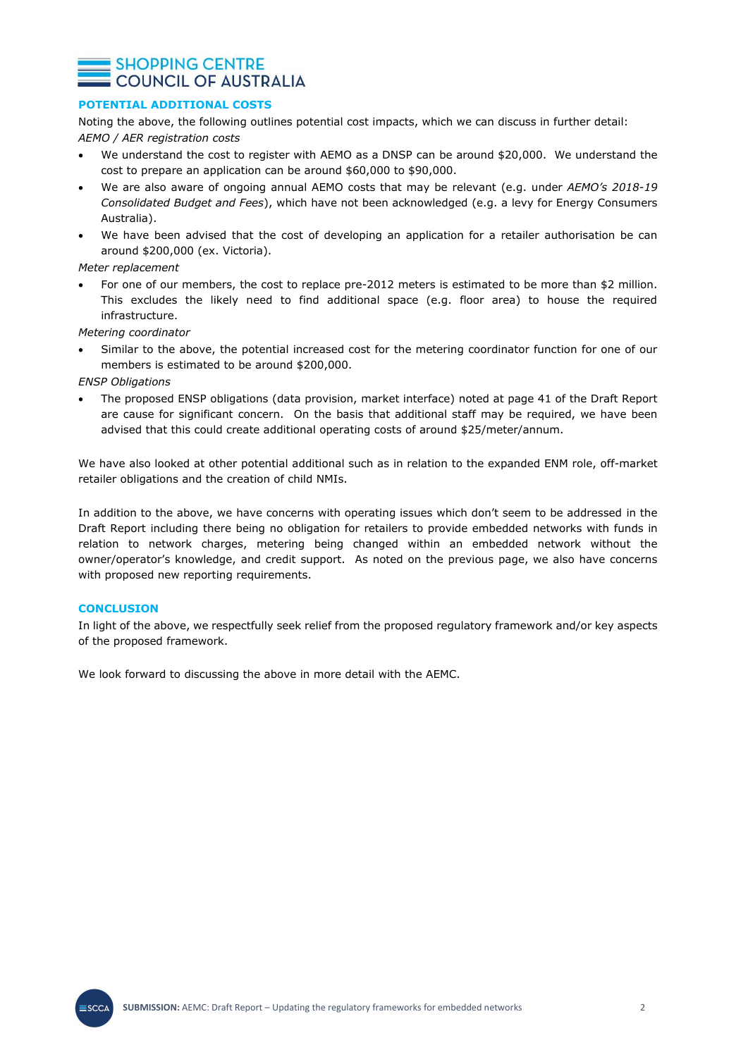## POTENTIAL ADDITIONAL COSTS

Noting the above, the following outlines potential cost impacts, which we can discuss in further detail:

*AEMO / AER registration costs*

- We understand the cost to register with AEMO as a DNSP can be around $20,000. We understand the cost to prepare an application can be around $60,000 to $90,000.
- We are also aware of ongoing annual AEMO costs that may be relevant (e.g. under *AEMO's 2018-19 Consolidated Budget and Fees*), which have not been acknowledged (e.g. a levy for Energy Consumers Australia).
- We have been advised that the cost of developing an application for a retailer authorisation be can around $200,000 (ex. Victoria).

*Meter replacement*

- For one of our members, the cost to replace pre-2012 meters is estimated to be more than $2 million. This excludes the likely need to find additional space (e.g. floor area) to house the required infrastructure.

*Metering coordinator*

- Similar to the above, the potential increased cost for the metering coordinator function for one of our members is estimated to be around $200,000.

*ENSP Obligations*

- The proposed ENSP obligations (data provision, market interface) noted at page 41 of the Draft Report are cause for significant concern. On the basis that additional staff may be required, we have been advised that this could create additional operating costs of around $25/meter/annum.

We have also looked at other potential additional such as in relation to the expanded ENM role, off-market retailer obligations and the creation of child NMIs.

In addition to the above, we have concerns with operating issues which don't seem to be addressed in the Draft Report including there being no obligation for retailers to provide embedded networks with funds in relation to network charges, metering being changed within an embedded network without the owner/operator's knowledge, and credit support. As noted on the previous page, we also have concerns with proposed new reporting requirements.

## CONCLUSION

In light of the above, we respectfully seek relief from the proposed regulatory framework and/or key aspects of the proposed framework.

We look forward to discussing the above in more detail with the AEMC.